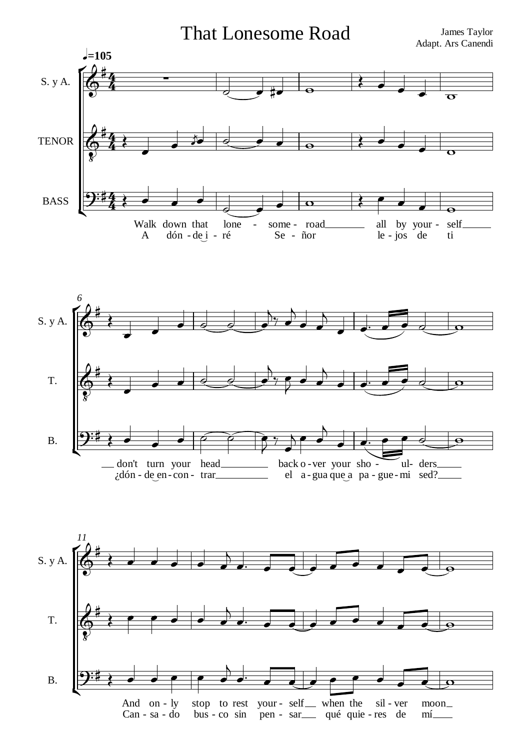# That Lonesome Road

James Taylor
Adapt. Ars Canendi

♩=105

S. y A.

TENOR

BASS

Walk down that lone - some - road all by your - self
A dón - de i - ré Se - ñor le - jos de ti

don't turn your head back o - ver your sho - ul - ders
¿dón - de en - con - trar el a - gua que a pa - gue - mi sed?

And on - ly stop to rest your - self when the sil - ver moon
Can - sa - do bus - co sin pen - sar qué quie - res de mí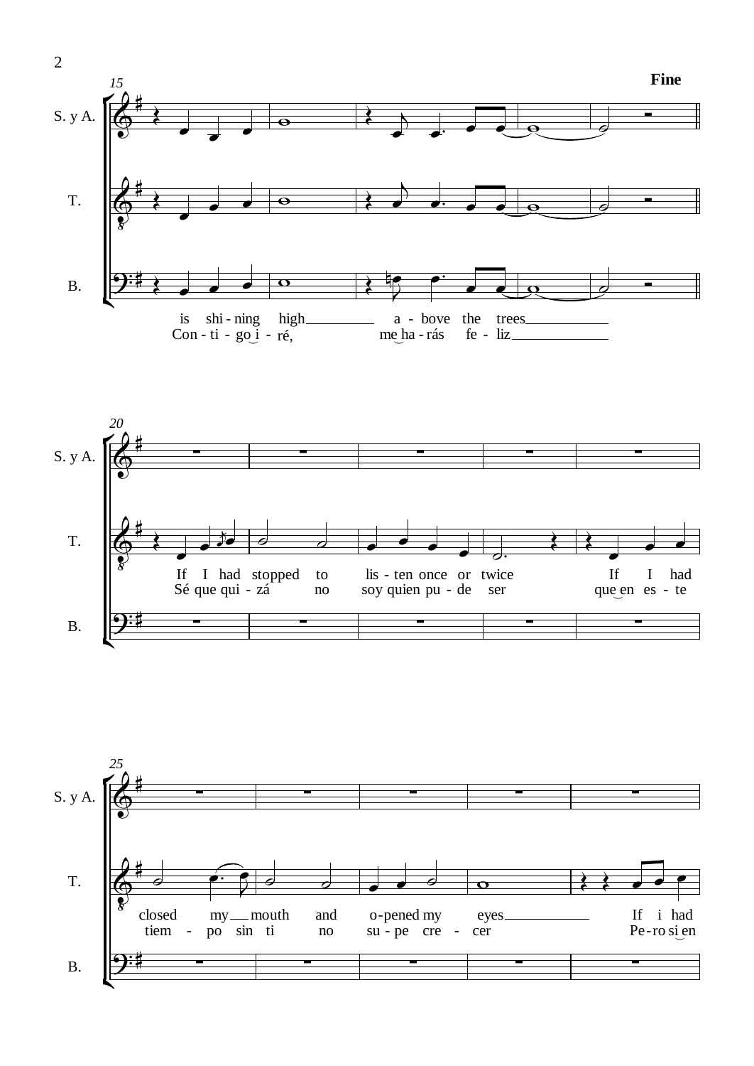**Fine**

S. y A.

T.

B.

is shi - ning high a - bove the trees
Con - ti - go i - ré, me ha - rás fe - liz

S. y A.

T.

If I had stopped to lis - ten once or twice If I had
Sé que qui - zá no soy quien pu - de ser que en es - te

B.

S. y A.

T.

closed my mouth and o - pened my eyes If i had
tiem - po sin ti no su - pe cre - cer Pe - ro si en

B.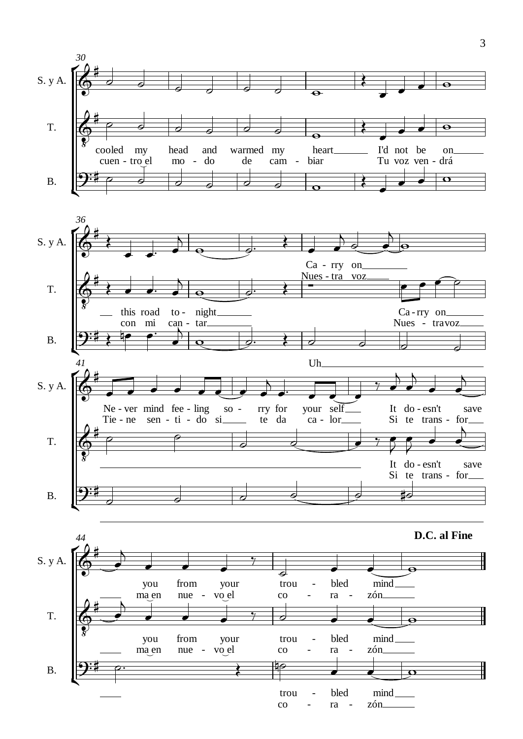S. y A.

T.

B.

cooled my head and warmed my heart I'd not be on

cuen - tro el mo - do de cam - biar Tu voz ven - drá

this road to - night

con mi can - tar

Ca - rry on

Nues - tra voz

Ca - rry on

Nues - tra voz

Uh

Ne - ver mind fee - ling so - rry for your self It do - esn't save

Tie - ne sen - ti - do si te da ca - lor Si te trans - for

It do - esn't save

Si te trans - for

**D.C. al Fine**

you from your trou - bled mind

ma en nue - vo el co - ra - zón

you from your trou - bled mind

ma en nue - vo el co - ra - zón

trou - bled mind

co - ra - zón